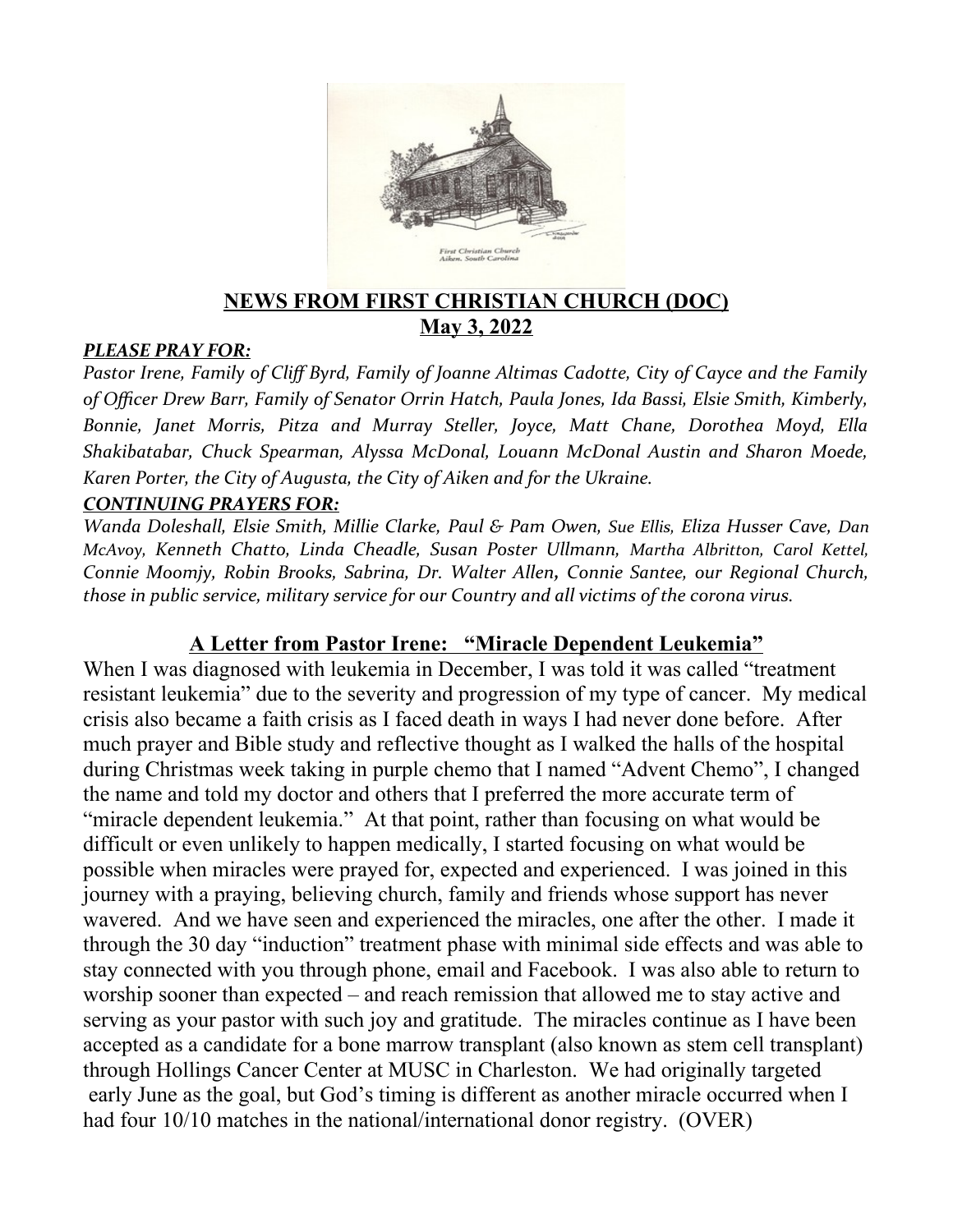**NEWS FROM FIRST CHRISTIAN CHURCH (DOC)**
**May 3, 2022**

***PLEASE PRAY FOR:***

*Pastor Irene, Family of Cliff Byrd, Family of Joanne Altimas Cadotte, City of Cayce and the Family of Officer Drew Barr, Family of Senator Orrin Hatch, Paula Jones, Ida Bassi, Elsie Smith, Kimberly, Bonnie, Janet Morris, Pitza and Murray Steller, Joyce, Matt Chane, Dorothea Moyd, Ella Shakibatabar, Chuck Spearman, Alyssa McDonal, Louann McDonal Austin and Sharon Moede, Karen Porter, the City of Augusta, the City of Aiken and for the Ukraine.*

***CONTINUING PRAYERS FOR:***

*Wanda Doleshall, Elsie Smith, Millie Clarke, Paul & Pam Owen, Sue Ellis, Eliza Husser Cave, Dan McAvoy, Kenneth Chatto, Linda Cheadle, Susan Poster Ullmann, Martha Albritton, Carol Kettel, Connie Moomjy, Robin Brooks, Sabrina, Dr. Walter Allen, Connie Santee, our Regional Church, those in public service, military service for our Country and all victims of the corona virus.*

## A Letter from Pastor Irene: "Miracle Dependent Leukemia"

When I was diagnosed with leukemia in December, I was told it was called "treatment resistant leukemia" due to the severity and progression of my type of cancer. My medical crisis also became a faith crisis as I faced death in ways I had never done before. After much prayer and Bible study and reflective thought as I walked the halls of the hospital during Christmas week taking in purple chemo that I named "Advent Chemo", I changed the name and told my doctor and others that I preferred the more accurate term of "miracle dependent leukemia." At that point, rather than focusing on what would be difficult or even unlikely to happen medically, I started focusing on what would be possible when miracles were prayed for, expected and experienced. I was joined in this journey with a praying, believing church, family and friends whose support has never wavered. And we have seen and experienced the miracles, one after the other. I made it through the 30 day "induction" treatment phase with minimal side effects and was able to stay connected with you through phone, email and Facebook. I was also able to return to worship sooner than expected – and reach remission that allowed me to stay active and serving as your pastor with such joy and gratitude. The miracles continue as I have been accepted as a candidate for a bone marrow transplant (also known as stem cell transplant) through Hollings Cancer Center at MUSC in Charleston. We had originally targeted early June as the goal, but God's timing is different as another miracle occurred when I had four 10/10 matches in the national/international donor registry. (OVER)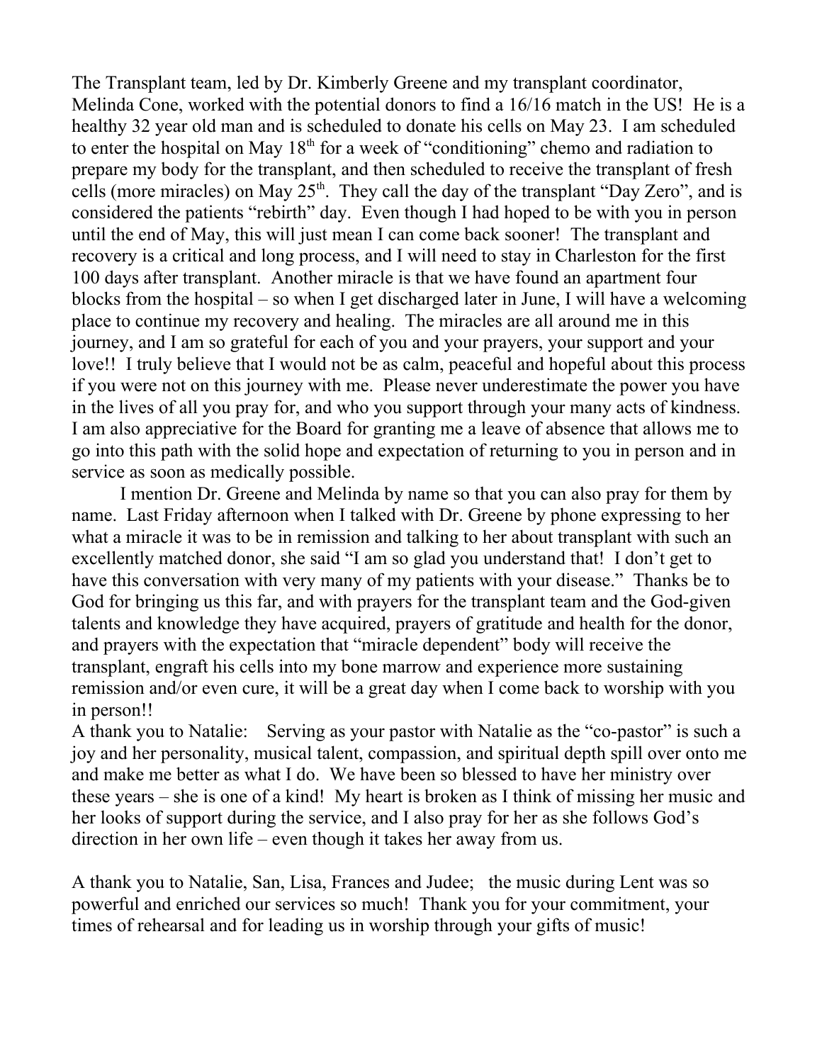The Transplant team, led by Dr. Kimberly Greene and my transplant coordinator, Melinda Cone, worked with the potential donors to find a 16/16 match in the US! He is a healthy 32 year old man and is scheduled to donate his cells on May 23. I am scheduled to enter the hospital on May 18th for a week of "conditioning" chemo and radiation to prepare my body for the transplant, and then scheduled to receive the transplant of fresh cells (more miracles) on May 25th. They call the day of the transplant "Day Zero", and is considered the patients "rebirth" day. Even though I had hoped to be with you in person until the end of May, this will just mean I can come back sooner! The transplant and recovery is a critical and long process, and I will need to stay in Charleston for the first 100 days after transplant. Another miracle is that we have found an apartment four blocks from the hospital – so when I get discharged later in June, I will have a welcoming place to continue my recovery and healing. The miracles are all around me in this journey, and I am so grateful for each of you and your prayers, your support and your love!! I truly believe that I would not be as calm, peaceful and hopeful about this process if you were not on this journey with me. Please never underestimate the power you have in the lives of all you pray for, and who you support through your many acts of kindness. I am also appreciative for the Board for granting me a leave of absence that allows me to go into this path with the solid hope and expectation of returning to you in person and in service as soon as medically possible.

I mention Dr. Greene and Melinda by name so that you can also pray for them by name. Last Friday afternoon when I talked with Dr. Greene by phone expressing to her what a miracle it was to be in remission and talking to her about transplant with such an excellently matched donor, she said "I am so glad you understand that! I don't get to have this conversation with very many of my patients with your disease." Thanks be to God for bringing us this far, and with prayers for the transplant team and the God-given talents and knowledge they have acquired, prayers of gratitude and health for the donor, and prayers with the expectation that "miracle dependent" body will receive the transplant, engraft his cells into my bone marrow and experience more sustaining remission and/or even cure, it will be a great day when I come back to worship with you in person!!

A thank you to Natalie: Serving as your pastor with Natalie as the "co-pastor" is such a joy and her personality, musical talent, compassion, and spiritual depth spill over onto me and make me better as what I do. We have been so blessed to have her ministry over these years – she is one of a kind! My heart is broken as I think of missing her music and her looks of support during the service, and I also pray for her as she follows God's direction in her own life – even though it takes her away from us.

A thank you to Natalie, San, Lisa, Frances and Judee; the music during Lent was so powerful and enriched our services so much! Thank you for your commitment, your times of rehearsal and for leading us in worship through your gifts of music!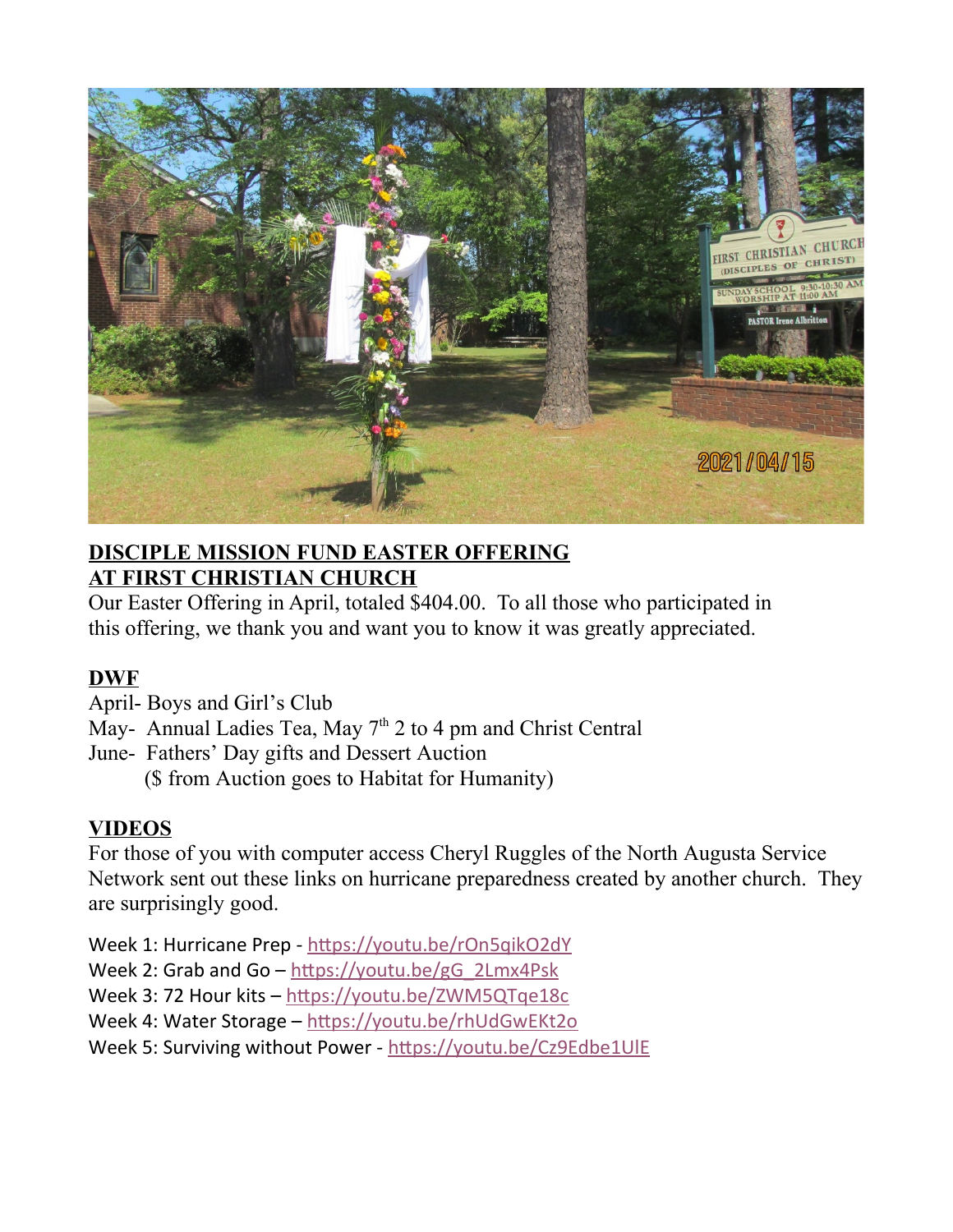**DISCIPLE MISSION FUND EASTER OFFERING AT FIRST CHRISTIAN CHURCH**

Our Easter Offering in April, totaled $404.00. To all those who participated in this offering, we thank you and want you to know it was greatly appreciated.

**DWF**

April- Boys and Girl's Club
May- Annual Ladies Tea, May 7th 2 to 4 pm and Christ Central
June- Fathers' Day gifts and Dessert Auction
($ from Auction goes to Habitat for Humanity)

**VIDEOS**

For those of you with computer access Cheryl Ruggles of the North Augusta Service Network sent out these links on hurricane preparedness created by another church. They are surprisingly good.

Week 1: Hurricane Prep - https://youtu.be/rOn5qikO2dY
Week 2: Grab and Go – https://youtu.be/gG_2Lmx4Psk
Week 3: 72 Hour kits – https://youtu.be/ZWM5QTqe18c
Week 4: Water Storage – https://youtu.be/rhUdGwEKt2o
Week 5: Surviving without Power - https://youtu.be/Cz9Edbe1UlE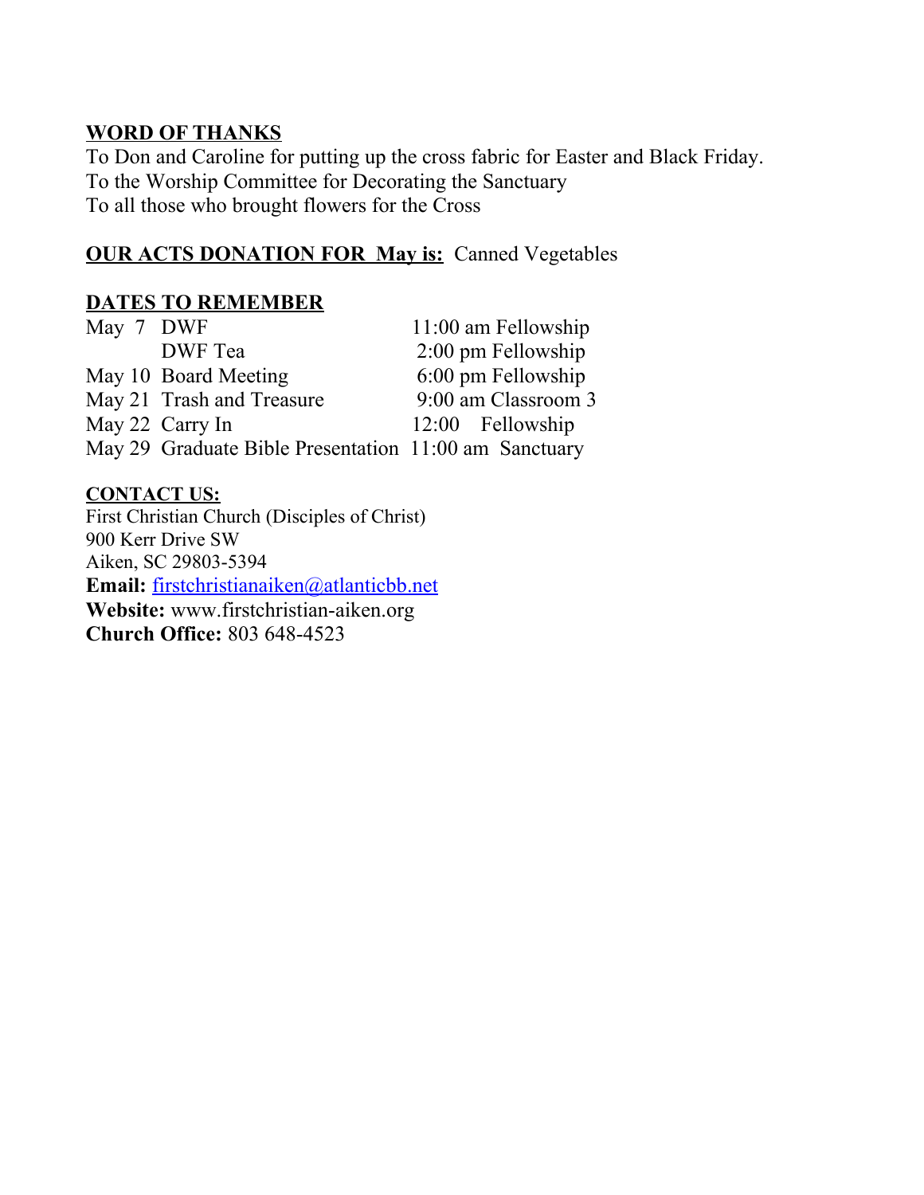**WORD OF THANKS**

To Don and Caroline for putting up the cross fabric for Easter and Black Friday.
To the Worship Committee for Decorating the Sanctuary
To all those who brought flowers for the Cross

**OUR ACTS DONATION FOR May is:** Canned Vegetables

**DATES TO REMEMBER**

| | | |
|---|---|---|
| May 7 | DWF | 11:00 am Fellowship |
| | DWF Tea | 2:00 pm Fellowship |
| May 10 | Board Meeting | 6:00 pm Fellowship |
| May 21 | Trash and Treasure | 9:00 am Classroom 3 |
| May 22 | Carry In | 12:00 Fellowship |
| May 29 | Graduate Bible Presentation | 11:00 am Sanctuary |

**CONTACT US:**

First Christian Church (Disciples of Christ)
900 Kerr Drive SW
Aiken, SC 29803-5394
**Email:** firstchristianaiken@atlanticbb.net
**Website:** www.firstchristian-aiken.org
**Church Office:** 803 648-4523